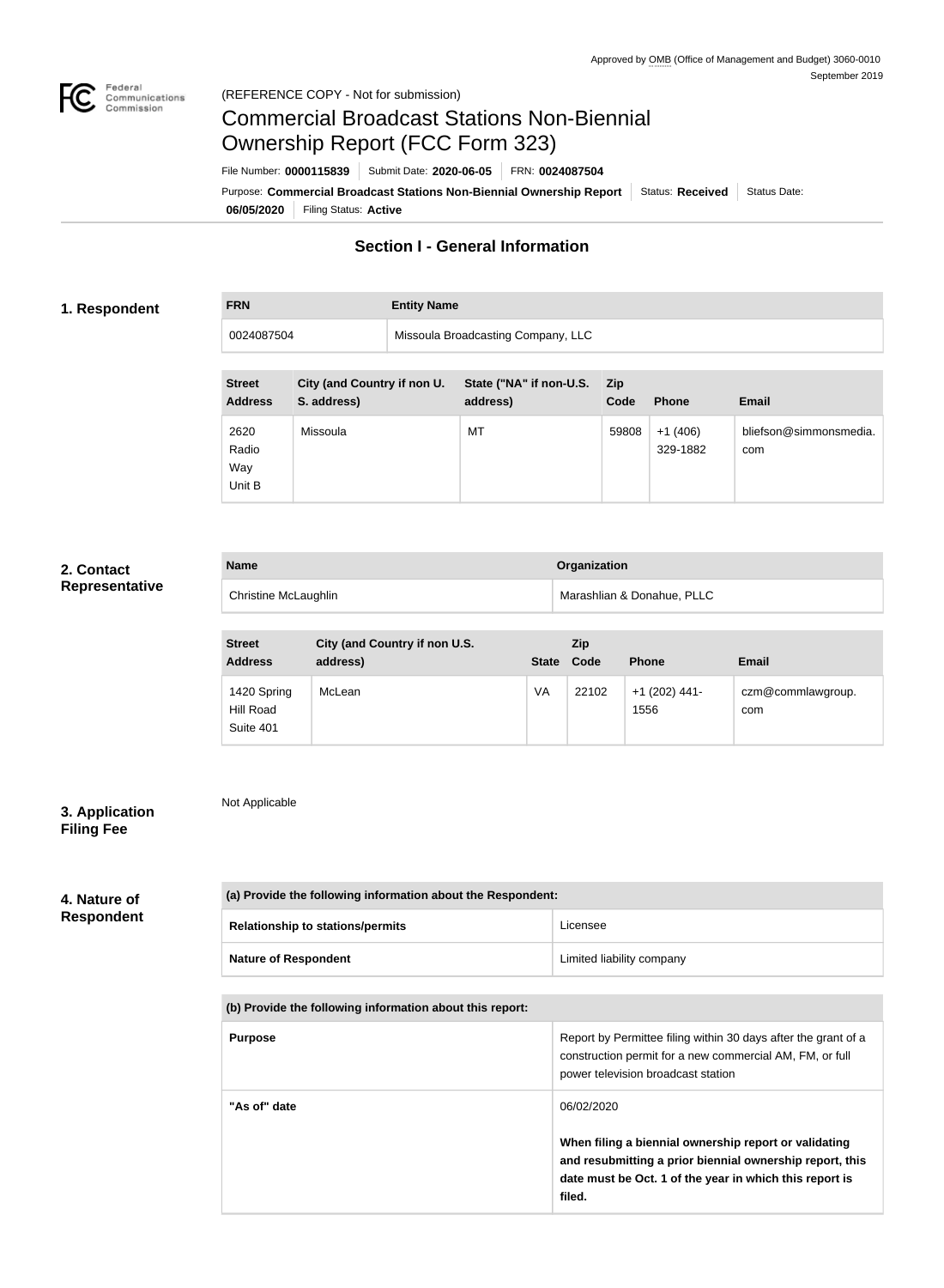Approved by OMB (Office of Management and Budget) 3060-0010
September 2019

(REFERENCE COPY - Not for submission)

# Commercial Broadcast Stations Non-Biennial Ownership Report (FCC Form 323)

File Number: **0000115839** | Submit Date: **2020-06-05** | FRN: **0024087504**

Purpose: **Commercial Broadcast Stations Non-Biennial Ownership Report** | Status: **Received** | Status Date: **06/05/2020** | Filing Status: **Active**

## Section I - General Information

### 1. Respondent

| FRN | Entity Name |
|---|---|
| 0024087504 | Missoula Broadcasting Company, LLC |

| Street Address | City (and Country if non U. S. address) | State ("NA" if non-U.S. address) | Zip Code | Phone | Email |
|---|---|---|---|---|---|
| 2620 Radio Way Unit B | Missoula | MT | 59808 | +1 (406) 329-1882 | bliefson@simmonsmedia.com |

### 2. Contact Representative

| Name | Organization |
|---|---|
| Christine McLaughlin | Marashlian & Donahue, PLLC |

| Street Address | City (and Country if non U.S. address) | State | Zip Code | Phone | Email |
|---|---|---|---|---|---|
| 1420 Spring Hill Road Suite 401 | McLean | VA | 22102 | +1 (202) 441-1556 | czm@commlawgroup.com |

### 3. Application Filing Fee

Not Applicable

### 4. Nature of Respondent

| (a) Provide the following information about the Respondent: | |
|---|---|
| **Relationship to stations/permits** | Licensee |
| **Nature of Respondent** | Limited liability company |

| (b) Provide the following information about this report: | |
|---|---|
| **Purpose** | Report by Permittee filing within 30 days after the grant of a construction permit for a new commercial AM, FM, or full power television broadcast station |
| **"As of" date** | 06/02/2020<br><br>**When filing a biennial ownership report or validating and resubmitting a prior biennial ownership report, this date must be Oct. 1 of the year in which this report is filed.** |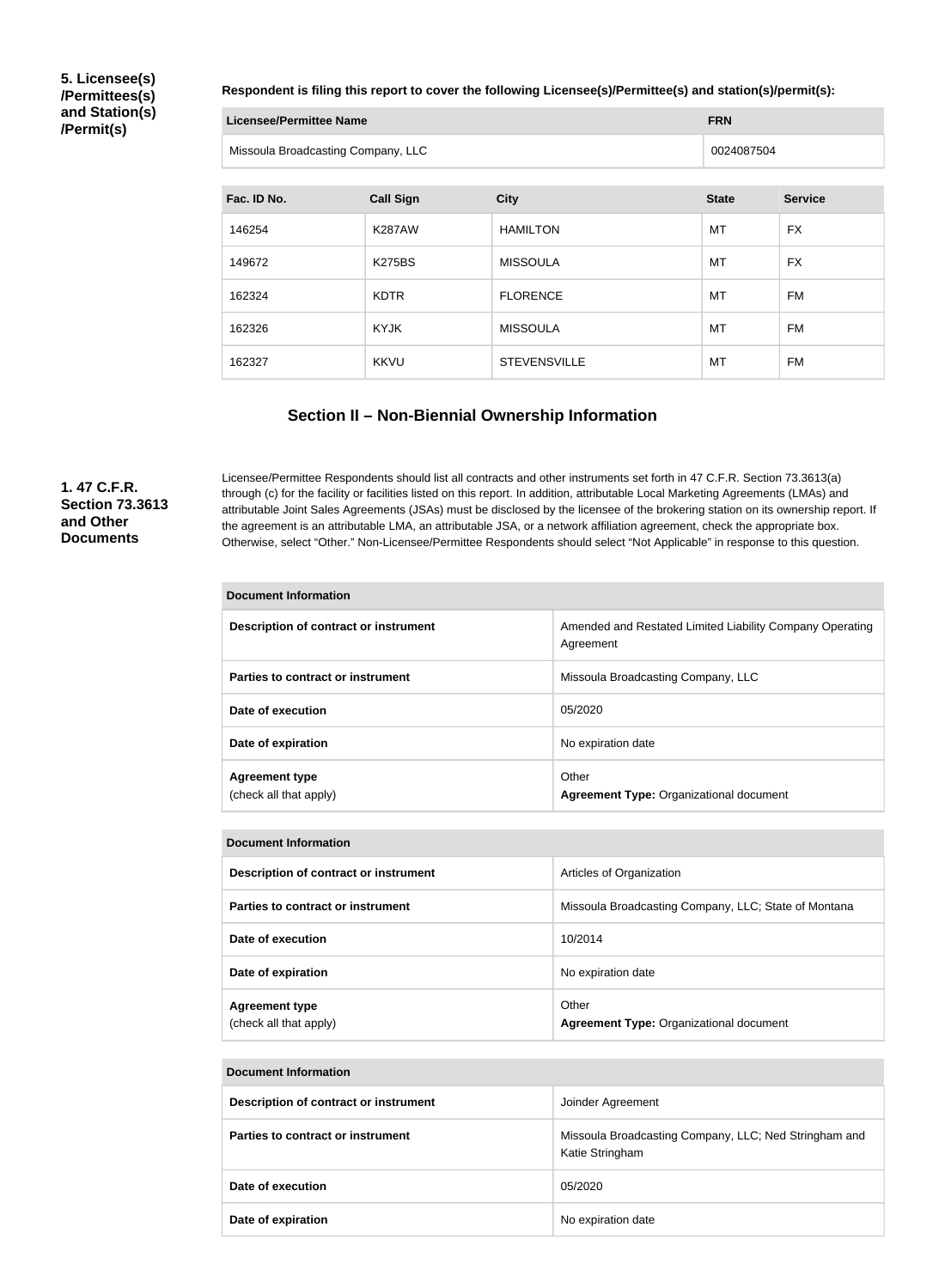**5. Licensee(s)/Permittees(s) and Station(s)/Permit(s)**

**Respondent is filing this report to cover the following Licensee(s)/Permittee(s) and station(s)/permit(s):**

| Licensee/Permittee Name | FRN |
| --- | --- |
| Missoula Broadcasting Company, LLC | 0024087504 |

| Fac. ID No. | Call Sign | City | State | Service |
| --- | --- | --- | --- | --- |
| 146254 | K287AW | HAMILTON | MT | FX |
| 149672 | K275BS | MISSOULA | MT | FX |
| 162324 | KDTR | FLORENCE | MT | FM |
| 162326 | KYJK | MISSOULA | MT | FM |
| 162327 | KKVU | STEVENSVILLE | MT | FM |

## Section II – Non-Biennial Ownership Information

**1. 47 C.F.R. Section 73.3613 and Other Documents**

Licensee/Permittee Respondents should list all contracts and other instruments set forth in 47 C.F.R. Section 73.3613(a) through (c) for the facility or facilities listed on this report. In addition, attributable Local Marketing Agreements (LMAs) and attributable Joint Sales Agreements (JSAs) must be disclosed by the licensee of the brokering station on its ownership report. If the agreement is an attributable LMA, an attributable JSA, or a network affiliation agreement, check the appropriate box. Otherwise, select "Other." Non-Licensee/Permittee Respondents should select "Not Applicable" in response to this question.

| Document Information | |
| --- | --- |
| **Description of contract or instrument** | Amended and Restated Limited Liability Company Operating Agreement |
| **Parties to contract or instrument** | Missoula Broadcasting Company, LLC |
| **Date of execution** | 05/2020 |
| **Date of expiration** | No expiration date |
| **Agreement type** (check all that apply) | Other **Agreement Type:** Organizational document |

| Document Information | |
| --- | --- |
| **Description of contract or instrument** | Articles of Organization |
| **Parties to contract or instrument** | Missoula Broadcasting Company, LLC; State of Montana |
| **Date of execution** | 10/2014 |
| **Date of expiration** | No expiration date |
| **Agreement type** (check all that apply) | Other **Agreement Type:** Organizational document |

| Document Information | |
| --- | --- |
| **Description of contract or instrument** | Joinder Agreement |
| **Parties to contract or instrument** | Missoula Broadcasting Company, LLC; Ned Stringham and Katie Stringham |
| **Date of execution** | 05/2020 |
| **Date of expiration** | No expiration date |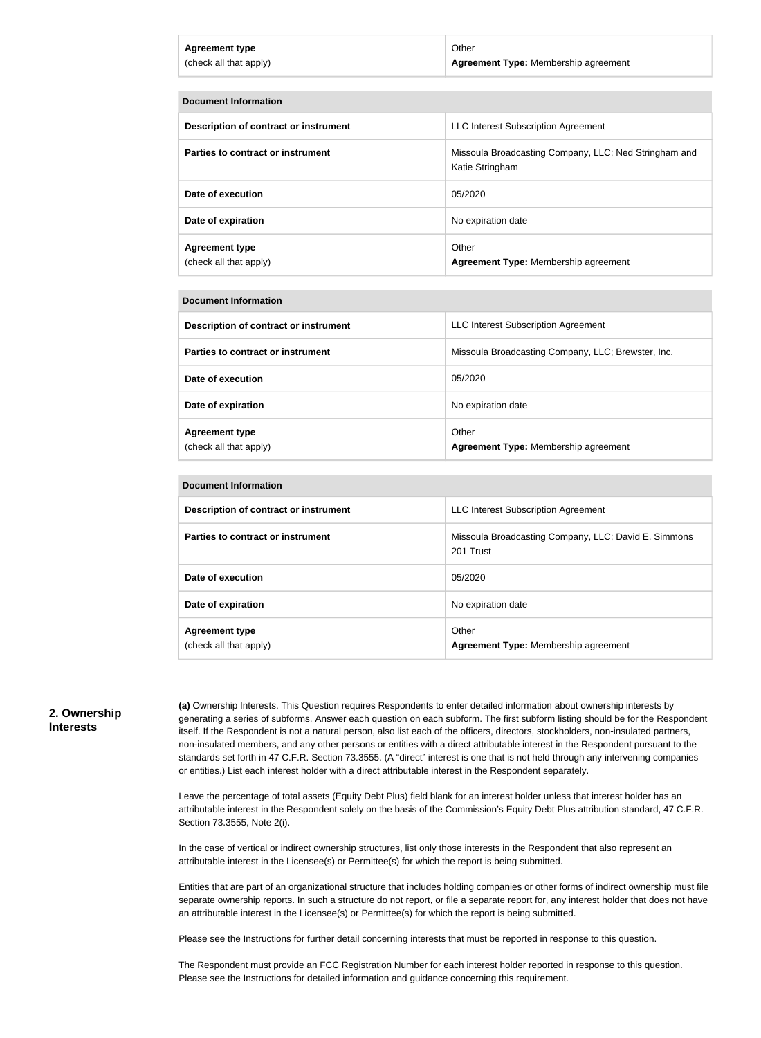| Agreement type (check all that apply) | Other **Agreement Type:** Membership agreement |
|---|---|

| Document Information | |
|---|---|
| **Description of contract or instrument** | LLC Interest Subscription Agreement |
| **Parties to contract or instrument** | Missoula Broadcasting Company, LLC; Ned Stringham and Katie Stringham |
| **Date of execution** | 05/2020 |
| **Date of expiration** | No expiration date |
| **Agreement type** (check all that apply) | Other **Agreement Type:** Membership agreement |

| Document Information | |
|---|---|
| **Description of contract or instrument** | LLC Interest Subscription Agreement |
| **Parties to contract or instrument** | Missoula Broadcasting Company, LLC; Brewster, Inc. |
| **Date of execution** | 05/2020 |
| **Date of expiration** | No expiration date |
| **Agreement type** (check all that apply) | Other **Agreement Type:** Membership agreement |

| Document Information | |
|---|---|
| **Description of contract or instrument** | LLC Interest Subscription Agreement |
| **Parties to contract or instrument** | Missoula Broadcasting Company, LLC; David E. Simmons 201 Trust |
| **Date of execution** | 05/2020 |
| **Date of expiration** | No expiration date |
| **Agreement type** (check all that apply) | Other **Agreement Type:** Membership agreement |

## 2. Ownership Interests

**(a)** Ownership Interests. This Question requires Respondents to enter detailed information about ownership interests by generating a series of subforms. Answer each question on each subform. The first subform listing should be for the Respondent itself. If the Respondent is not a natural person, also list each of the officers, directors, stockholders, non-insulated partners, non-insulated members, and any other persons or entities with a direct attributable interest in the Respondent pursuant to the standards set forth in 47 C.F.R. Section 73.3555. (A "direct" interest is one that is not held through any intervening companies or entities.) List each interest holder with a direct attributable interest in the Respondent separately.

Leave the percentage of total assets (Equity Debt Plus) field blank for an interest holder unless that interest holder has an attributable interest in the Respondent solely on the basis of the Commission's Equity Debt Plus attribution standard, 47 C.F.R. Section 73.3555, Note 2(i).

In the case of vertical or indirect ownership structures, list only those interests in the Respondent that also represent an attributable interest in the Licensee(s) or Permittee(s) for which the report is being submitted.

Entities that are part of an organizational structure that includes holding companies or other forms of indirect ownership must file separate ownership reports. In such a structure do not report, or file a separate report for, any interest holder that does not have an attributable interest in the Licensee(s) or Permittee(s) for which the report is being submitted.

Please see the Instructions for further detail concerning interests that must be reported in response to this question.

The Respondent must provide an FCC Registration Number for each interest holder reported in response to this question. Please see the Instructions for detailed information and guidance concerning this requirement.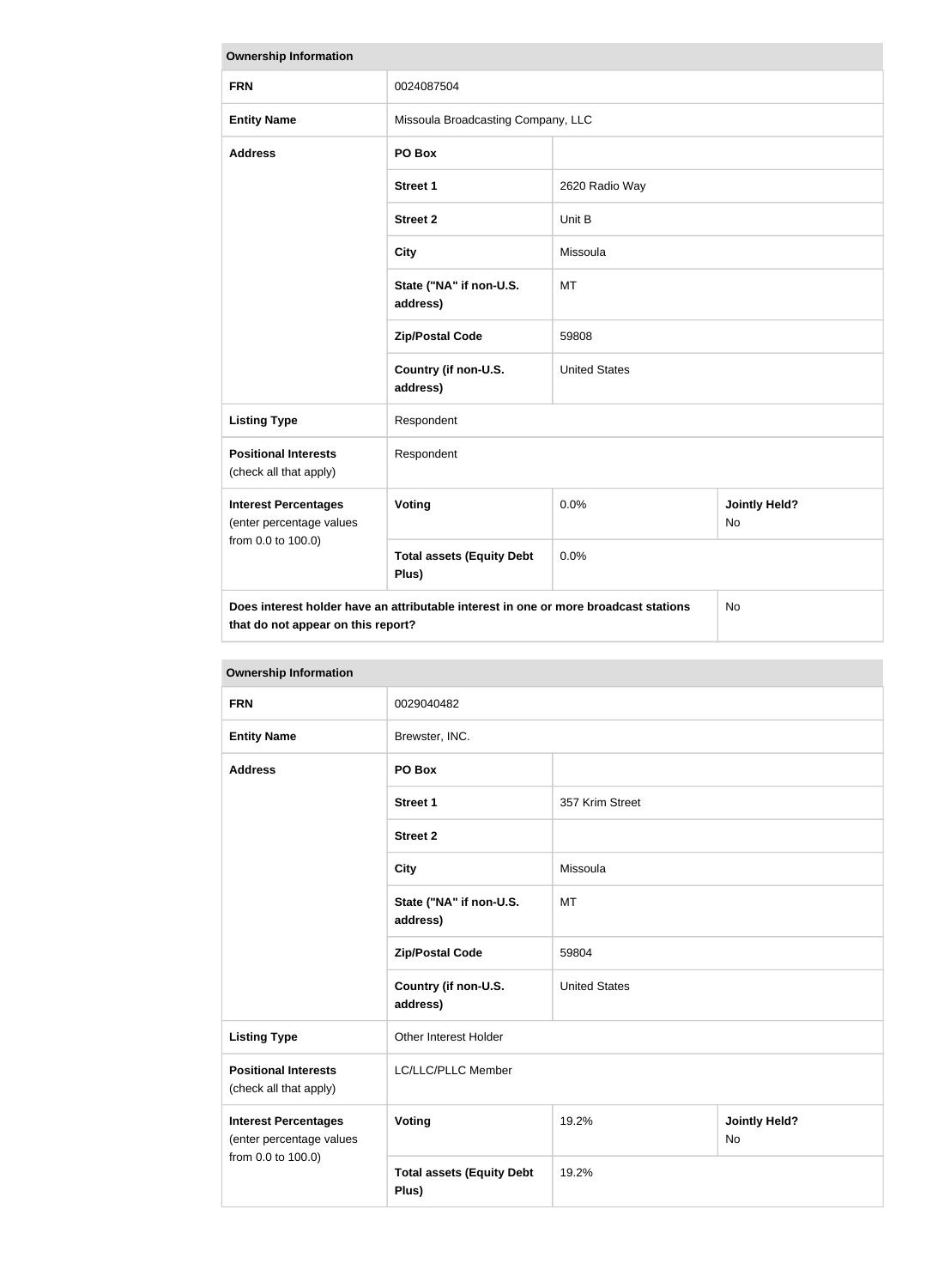| Ownership Information | | | |
|---|---|---|---|
| **FRN** | 0024087504 | | |
| **Entity Name** | Missoula Broadcasting Company, LLC | | |
| **Address** | **PO Box** | | |
| | **Street 1** | 2620 Radio Way | |
| | **Street 2** | Unit B | |
| | **City** | Missoula | |
| | **State ("NA" if non-U.S. address)** | MT | |
| | **Zip/Postal Code** | 59808 | |
| | **Country (if non-U.S. address)** | United States | |
| **Listing Type** | Respondent | | |
| **Positional Interests** (check all that apply) | Respondent | | |
| **Interest Percentages** (enter percentage values from 0.0 to 100.0) | **Voting** | 0.0% | **Jointly Held?** No |
| | **Total assets (Equity Debt Plus)** | 0.0% | |
| **Does interest holder have an attributable interest in one or more broadcast stations that do not appear on this report?** | | | No |

| Ownership Information | | | |
|---|---|---|---|
| **FRN** | 0029040482 | | |
| **Entity Name** | Brewster, INC. | | |
| **Address** | **PO Box** | | |
| | **Street 1** | 357 Krim Street | |
| | **Street 2** | | |
| | **City** | Missoula | |
| | **State ("NA" if non-U.S. address)** | MT | |
| | **Zip/Postal Code** | 59804 | |
| | **Country (if non-U.S. address)** | United States | |
| **Listing Type** | Other Interest Holder | | |
| **Positional Interests** (check all that apply) | LC/LLC/PLLC Member | | |
| **Interest Percentages** (enter percentage values from 0.0 to 100.0) | **Voting** | 19.2% | **Jointly Held?** No |
| | **Total assets (Equity Debt Plus)** | 19.2% | |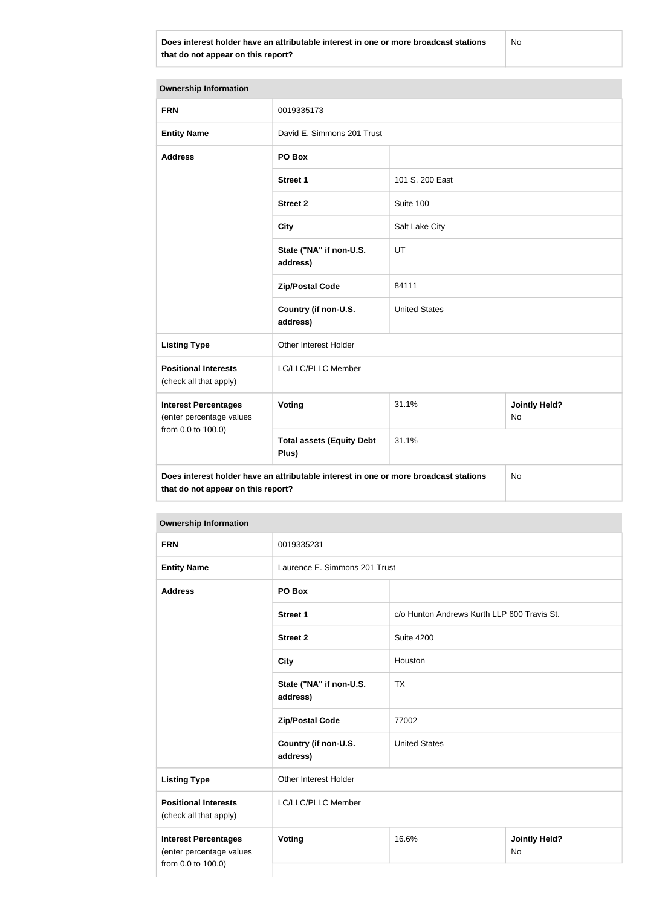| Does interest holder have an attributable interest in one or more broadcast stations that do not appear on this report? | No |
|---|---|

| Ownership Information | | | |
|---|---|---|---|
| **FRN** | 0019335173 | | |
| **Entity Name** | David E. Simmons 201 Trust | | |
| **Address** | **PO Box** | | |
| | **Street 1** | 101 S. 200 East | |
| | **Street 2** | Suite 100 | |
| | **City** | Salt Lake City | |
| | **State ("NA" if non-U.S. address)** | UT | |
| | **Zip/Postal Code** | 84111 | |
| | **Country (if non-U.S. address)** | United States | |
| **Listing Type** | Other Interest Holder | | |
| **Positional Interests** (check all that apply) | LC/LLC/PLLC Member | | |
| **Interest Percentages** (enter percentage values from 0.0 to 100.0) | **Voting** | 31.1% | **Jointly Held?** No |
| | **Total assets (Equity Debt Plus)** | 31.1% | |
| **Does interest holder have an attributable interest in one or more broadcast stations that do not appear on this report?** | | | No |

| Ownership Information | | | |
|---|---|---|---|
| **FRN** | 0019335231 | | |
| **Entity Name** | Laurence E. Simmons 201 Trust | | |
| **Address** | **PO Box** | | |
| | **Street 1** | c/o Hunton Andrews Kurth LLP 600 Travis St. | |
| | **Street 2** | Suite 4200 | |
| | **City** | Houston | |
| | **State ("NA" if non-U.S. address)** | TX | |
| | **Zip/Postal Code** | 77002 | |
| | **Country (if non-U.S. address)** | United States | |
| **Listing Type** | Other Interest Holder | | |
| **Positional Interests** (check all that apply) | LC/LLC/PLLC Member | | |
| **Interest Percentages** (enter percentage values from 0.0 to 100.0) | **Voting** | 16.6% | **Jointly Held?** No |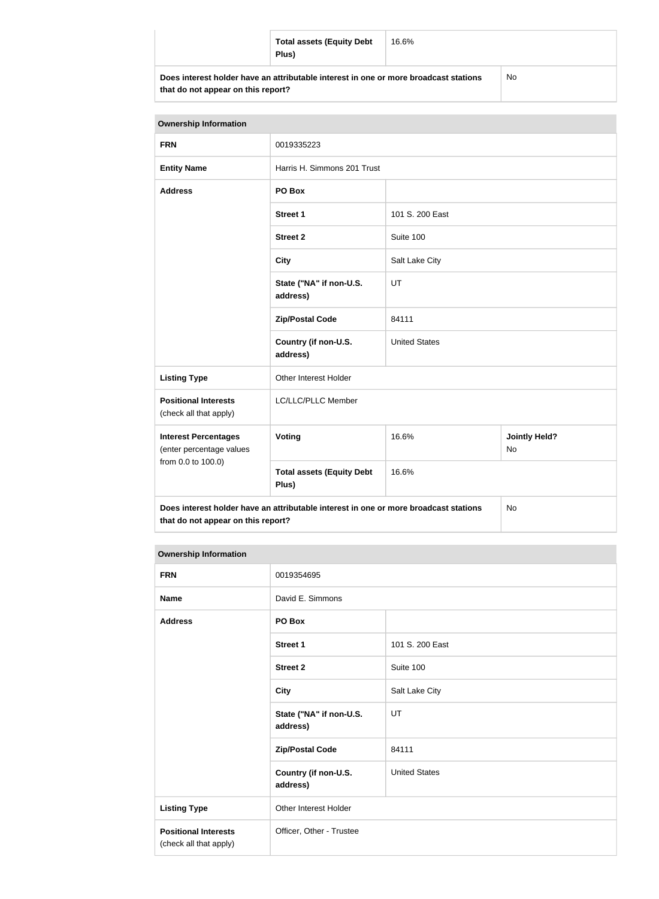| | Total assets (Equity Debt Plus) | 16.6% | |
|---|---|---|---|
| Does interest holder have an attributable interest in one or more broadcast stations that do not appear on this report? | | | No |

| Ownership Information | | | |
|---|---|---|---|
| FRN | 0019335223 | | |
| Entity Name | Harris H. Simmons 201 Trust | | |
| Address | PO Box | | |
| | Street 1 | 101 S. 200 East | |
| | Street 2 | Suite 100 | |
| | City | Salt Lake City | |
| | State ("NA" if non-U.S. address) | UT | |
| | Zip/Postal Code | 84111 | |
| | Country (if non-U.S. address) | United States | |
| Listing Type | Other Interest Holder | | |
| Positional Interests (check all that apply) | LC/LLC/PLLC Member | | |
| Interest Percentages (enter percentage values from 0.0 to 100.0) | Voting | 16.6% | Jointly Held? No |
| | Total assets (Equity Debt Plus) | 16.6% | |
| Does interest holder have an attributable interest in one or more broadcast stations that do not appear on this report? | | | No |

| Ownership Information | | |
|---|---|---|
| FRN | 0019354695 | |
| Name | David E. Simmons | |
| Address | PO Box | |
| | Street 1 | 101 S. 200 East |
| | Street 2 | Suite 100 |
| | City | Salt Lake City |
| | State ("NA" if non-U.S. address) | UT |
| | Zip/Postal Code | 84111 |
| | Country (if non-U.S. address) | United States |
| Listing Type | Other Interest Holder | |
| Positional Interests (check all that apply) | Officer, Other - Trustee | |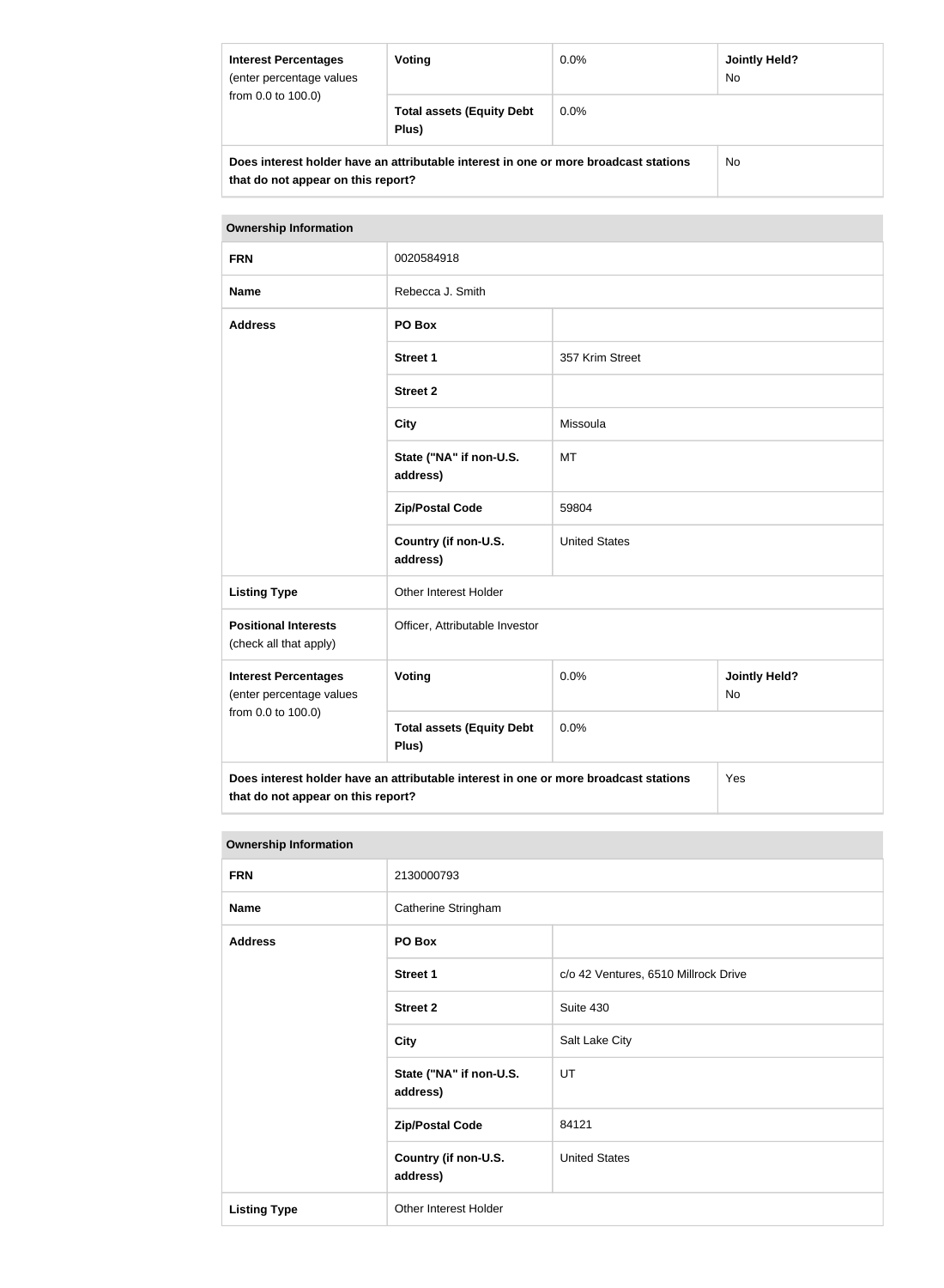| Interest Percentages (enter percentage values from 0.0 to 100.0) | Voting | 0.0% | Jointly Held? No |
|---|---|---|---|
| | Total assets (Equity Debt Plus) | 0.0% | |
| Does interest holder have an attributable interest in one or more broadcast stations that do not appear on this report? | | | No |

| Ownership Information | | | |
|---|---|---|---|
| FRN | 0020584918 | | |
| Name | Rebecca J. Smith | | |
| Address | PO Box | | |
| | Street 1 | 357 Krim Street | |
| | Street 2 | | |
| | City | Missoula | |
| | State ("NA" if non-U.S. address) | MT | |
| | Zip/Postal Code | 59804 | |
| | Country (if non-U.S. address) | United States | |
| Listing Type | Other Interest Holder | | |
| Positional Interests (check all that apply) | Officer, Attributable Investor | | |
| Interest Percentages (enter percentage values from 0.0 to 100.0) | Voting | 0.0% | Jointly Held? No |
| | Total assets (Equity Debt Plus) | 0.0% | |
| Does interest holder have an attributable interest in one or more broadcast stations that do not appear on this report? | | | Yes |

| Ownership Information | | |
|---|---|---|
| FRN | 2130000793 | |
| Name | Catherine Stringham | |
| Address | PO Box | |
| | Street 1 | c/o 42 Ventures, 6510 Millrock Drive |
| | Street 2 | Suite 430 |
| | City | Salt Lake City |
| | State ("NA" if non-U.S. address) | UT |
| | Zip/Postal Code | 84121 |
| | Country (if non-U.S. address) | United States |
| Listing Type | Other Interest Holder | |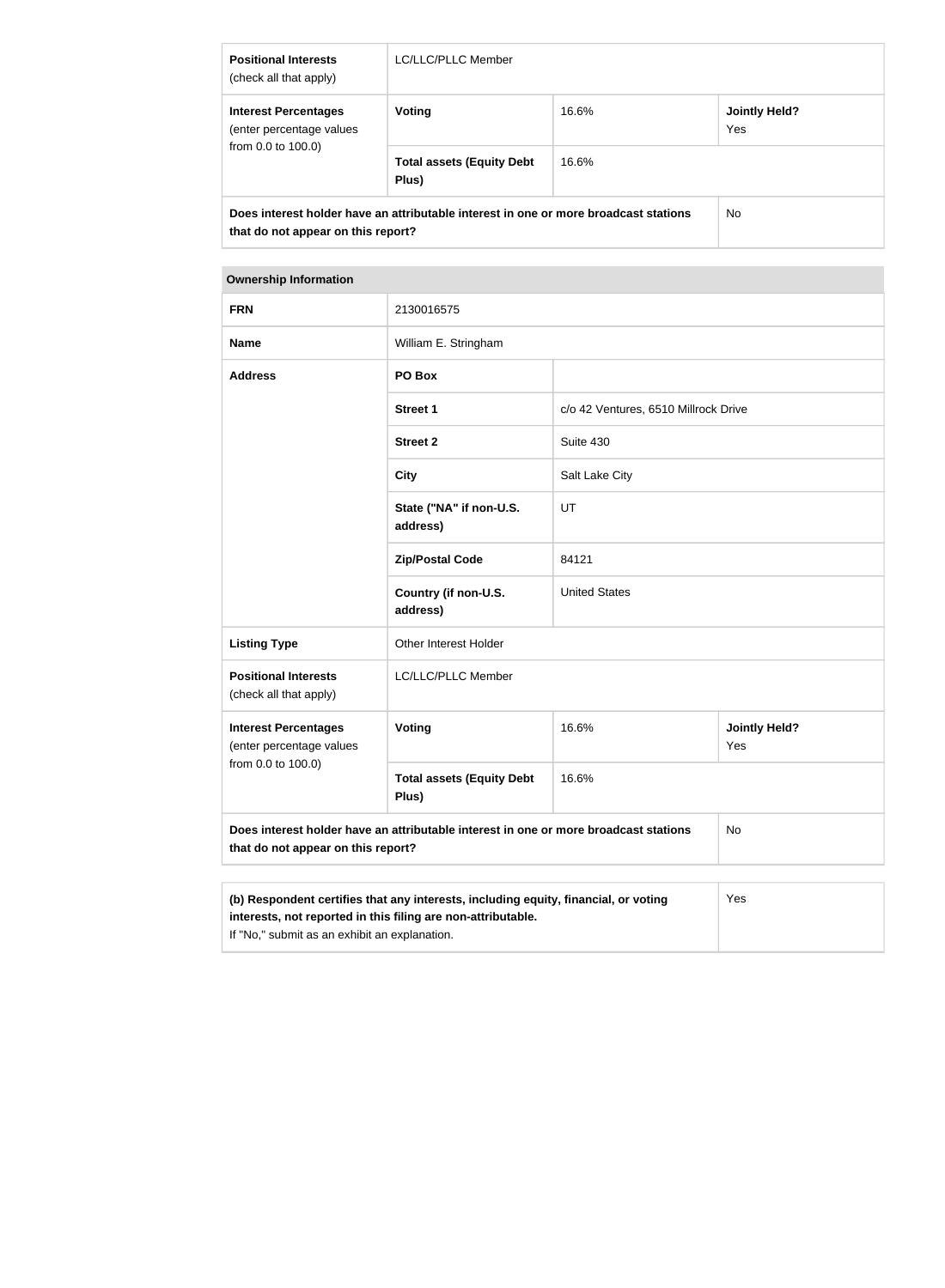| Positional Interests (check all that apply) | LC/LLC/PLLC Member | | |
|---|---|---|---|
| Interest Percentages (enter percentage values from 0.0 to 100.0) | Voting | 16.6% | Jointly Held? Yes |
| | Total assets (Equity Debt Plus) | 16.6% | |
| Does interest holder have an attributable interest in one or more broadcast stations that do not appear on this report? | | | No |

| Ownership Information | | | |
|---|---|---|---|
| FRN | 2130016575 | | |
| Name | William E. Stringham | | |
| Address | PO Box | | |
| | Street 1 | c/o 42 Ventures, 6510 Millrock Drive | |
| | Street 2 | Suite 430 | |
| | City | Salt Lake City | |
| | State ("NA" if non-U.S. address) | UT | |
| | Zip/Postal Code | 84121 | |
| | Country (if non-U.S. address) | United States | |
| Listing Type | Other Interest Holder | | |
| Positional Interests (check all that apply) | LC/LLC/PLLC Member | | |
| Interest Percentages (enter percentage values from 0.0 to 100.0) | Voting | 16.6% | Jointly Held? Yes |
| | Total assets (Equity Debt Plus) | 16.6% | |
| Does interest holder have an attributable interest in one or more broadcast stations that do not appear on this report? | | | No |

| (b) Respondent certifies that any interests, including equity, financial, or voting interests, not reported in this filing are non-attributable. If "No," submit as an exhibit an explanation. | Yes |
|---|---|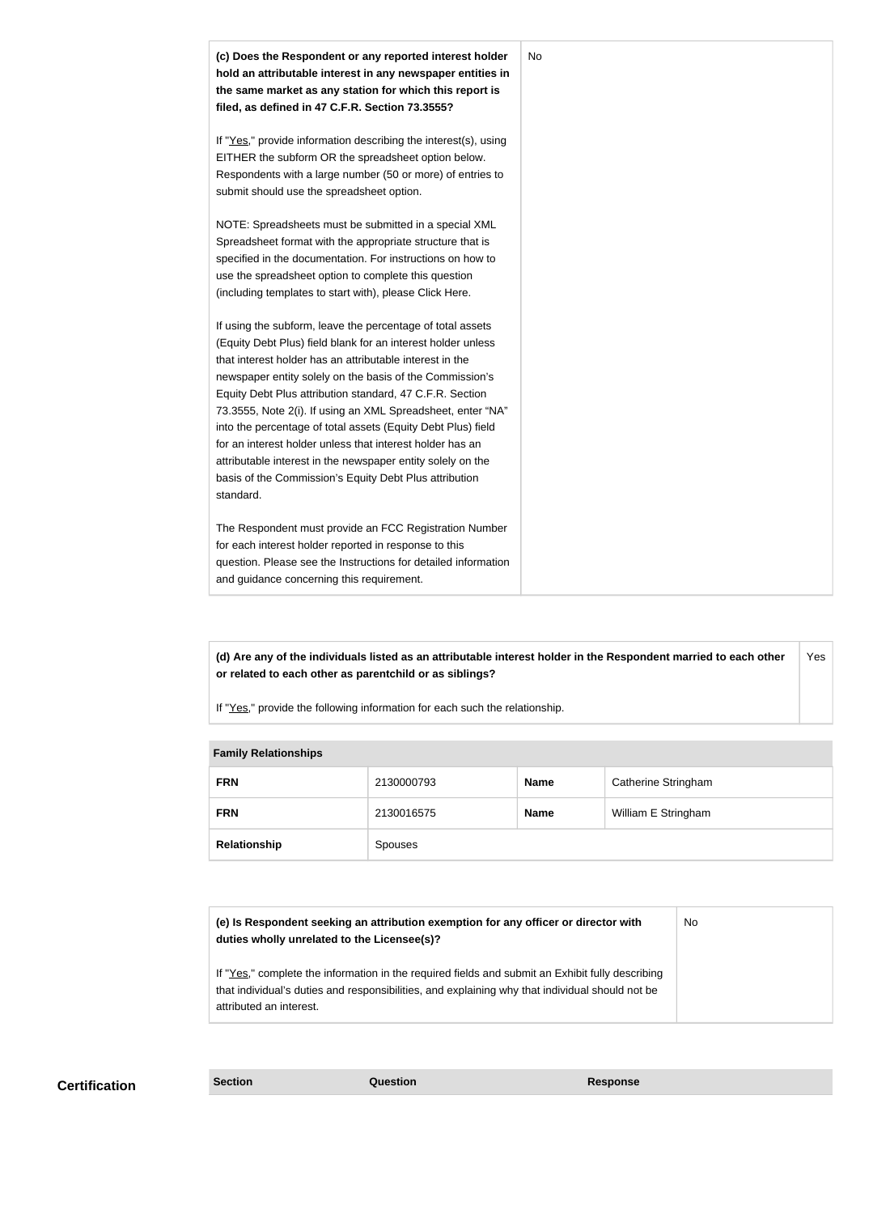| **(c) Does the Respondent or any reported interest holder hold an attributable interest in any newspaper entities in the same market as any station for which this report is filed, as defined in 47 C.F.R. Section 73.3555?**<br><br>If "Yes," provide information describing the interest(s), using EITHER the subform OR the spreadsheet option below. Respondents with a large number (50 or more) of entries to submit should use the spreadsheet option.<br><br>NOTE: Spreadsheets must be submitted in a special XML Spreadsheet format with the appropriate structure that is specified in the documentation. For instructions on how to use the spreadsheet option to complete this question (including templates to start with), please Click Here.<br><br>If using the subform, leave the percentage of total assets (Equity Debt Plus) field blank for an interest holder unless that interest holder has an attributable interest in the newspaper entity solely on the basis of the Commission's Equity Debt Plus attribution standard, 47 C.F.R. Section 73.3555, Note 2(i). If using an XML Spreadsheet, enter "NA" into the percentage of total assets (Equity Debt Plus) field for an interest holder unless that interest holder has an attributable interest in the newspaper entity solely on the basis of the Commission's Equity Debt Plus attribution standard.<br><br>The Respondent must provide an FCC Registration Number for each interest holder reported in response to this question. Please see the Instructions for detailed information and guidance concerning this requirement. | No |
|---|---|

| **(d) Are any of the individuals listed as an attributable interest holder in the Respondent married to each other or related to each other as parentchild or as siblings?**<br><br>If "Yes," provide the following information for each such the relationship. | Yes |
|---|---|

| **Family Relationships** | | | |
|---|---|---|---|
| **FRN** | 2130000793 | **Name** | Catherine Stringham |
| **FRN** | 2130016575 | **Name** | William E Stringham |
| **Relationship** | Spouses | | |

| **(e) Is Respondent seeking an attribution exemption for any officer or director with duties wholly unrelated to the Licensee(s)?**<br><br>If "Yes," complete the information in the required fields and submit an Exhibit fully describing that individual's duties and responsibilities, and explaining why that individual should not be attributed an interest. | No |
|---|---|

## Certification

| Section | Question | Response |
|---|---|---|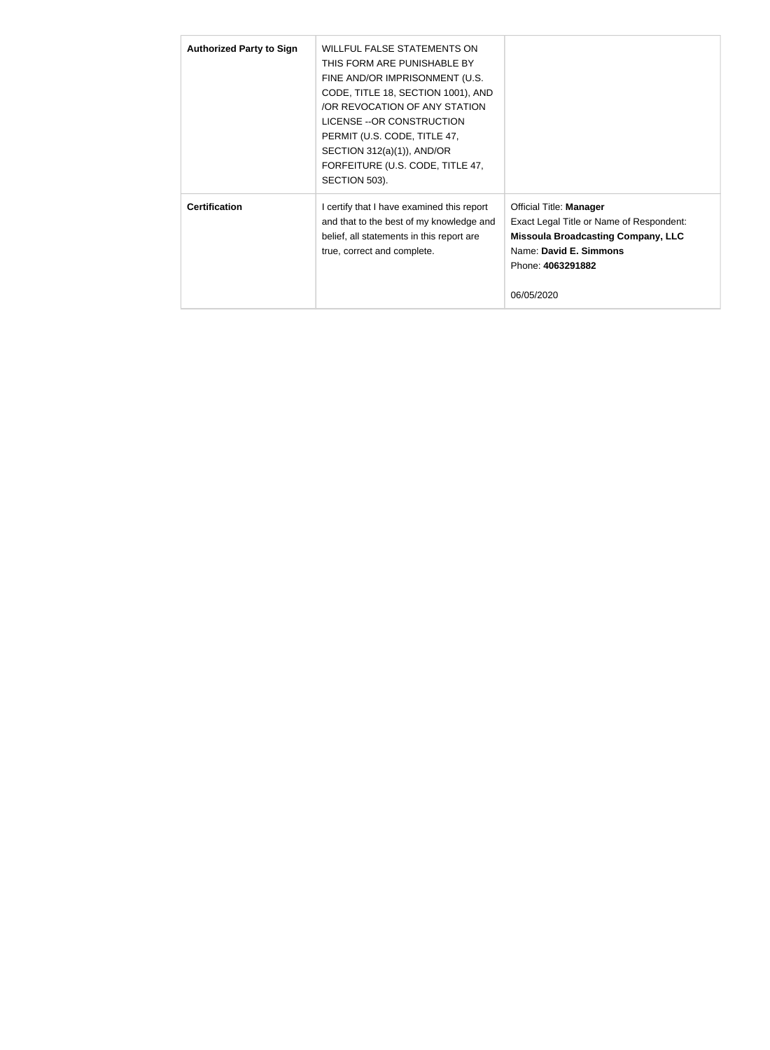| | | |
|---|---|---|
| **Authorized Party to Sign** | WILLFUL FALSE STATEMENTS ON THIS FORM ARE PUNISHABLE BY FINE AND/OR IMPRISONMENT (U.S. CODE, TITLE 18, SECTION 1001), AND /OR REVOCATION OF ANY STATION LICENSE --OR CONSTRUCTION PERMIT (U.S. CODE, TITLE 47, SECTION 312(a)(1)), AND/OR FORFEITURE (U.S. CODE, TITLE 47, SECTION 503). | |
| **Certification** | I certify that I have examined this report and that to the best of my knowledge and belief, all statements in this report are true, correct and complete. | Official Title: **Manager**<br>Exact Legal Title or Name of Respondent: **Missoula Broadcasting Company, LLC**<br>Name: **David E. Simmons**<br>Phone: **4063291882**<br><br>06/05/2020 |